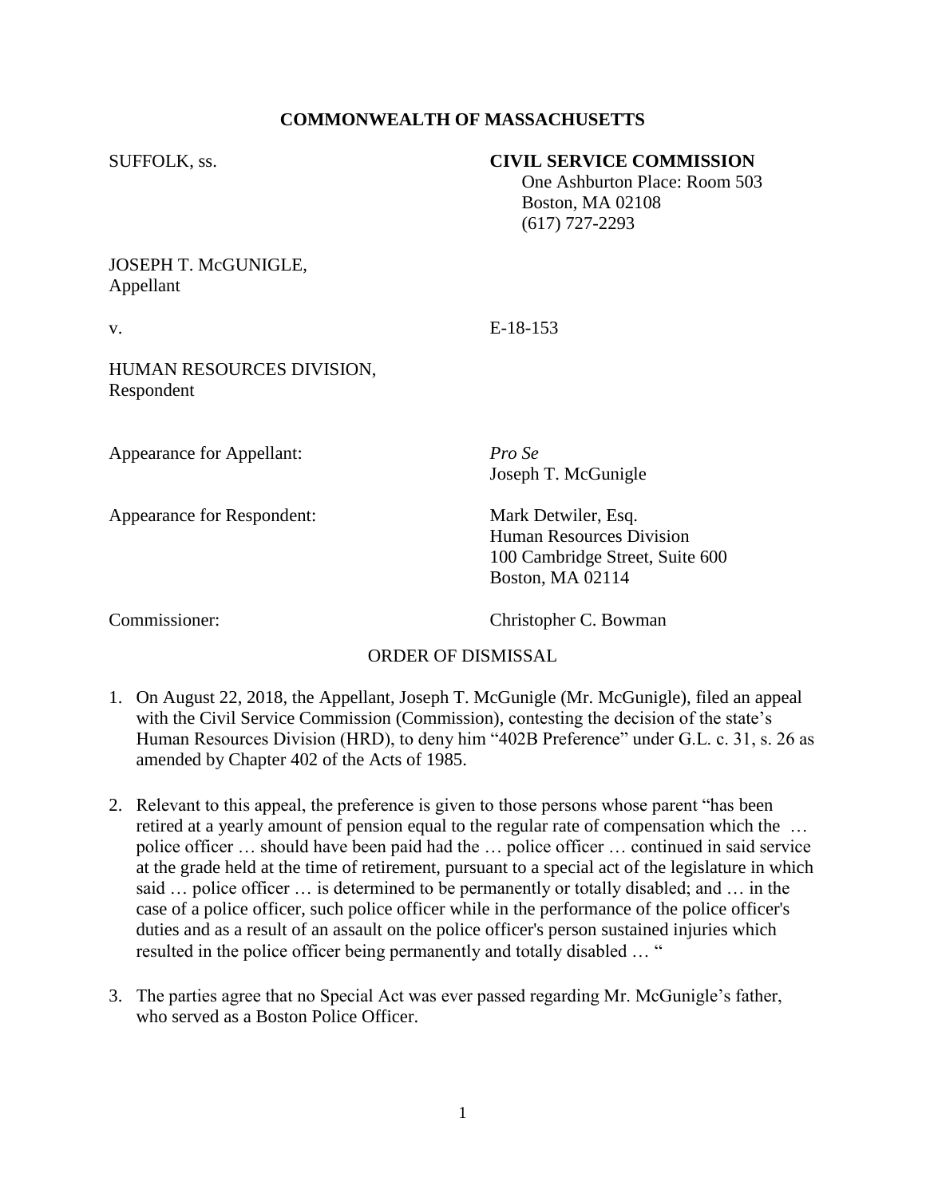**COMMONWEALTH OF MASSACHUSETTS**

SUFFOLK, ss.

**CIVIL SERVICE COMMISSION**
One Ashburton Place: Room 503
Boston, MA 02108
(617) 727-2293

JOSEPH T. McGUNIGLE,
Appellant

v.

E-18-153

HUMAN RESOURCES DIVISION,
Respondent

Appearance for Appellant: *Pro Se*
Joseph T. McGunigle

Appearance for Respondent: Mark Detwiler, Esq.
Human Resources Division
100 Cambridge Street, Suite 600
Boston, MA 02114

Commissioner: Christopher C. Bowman

ORDER OF DISMISSAL

1. On August 22, 2018, the Appellant, Joseph T. McGunigle (Mr. McGunigle), filed an appeal with the Civil Service Commission (Commission), contesting the decision of the state's Human Resources Division (HRD), to deny him "402B Preference" under G.L. c. 31, s. 26 as amended by Chapter 402 of the Acts of 1985.

2. Relevant to this appeal, the preference is given to those persons whose parent "has been retired at a yearly amount of pension equal to the regular rate of compensation which the … police officer … should have been paid had the … police officer … continued in said service at the grade held at the time of retirement, pursuant to a special act of the legislature in which said … police officer … is determined to be permanently or totally disabled; and … in the case of a police officer, such police officer while in the performance of the police officer's duties and as a result of an assault on the police officer's person sustained injuries which resulted in the police officer being permanently and totally disabled … "

3. The parties agree that no Special Act was ever passed regarding Mr. McGunigle's father, who served as a Boston Police Officer.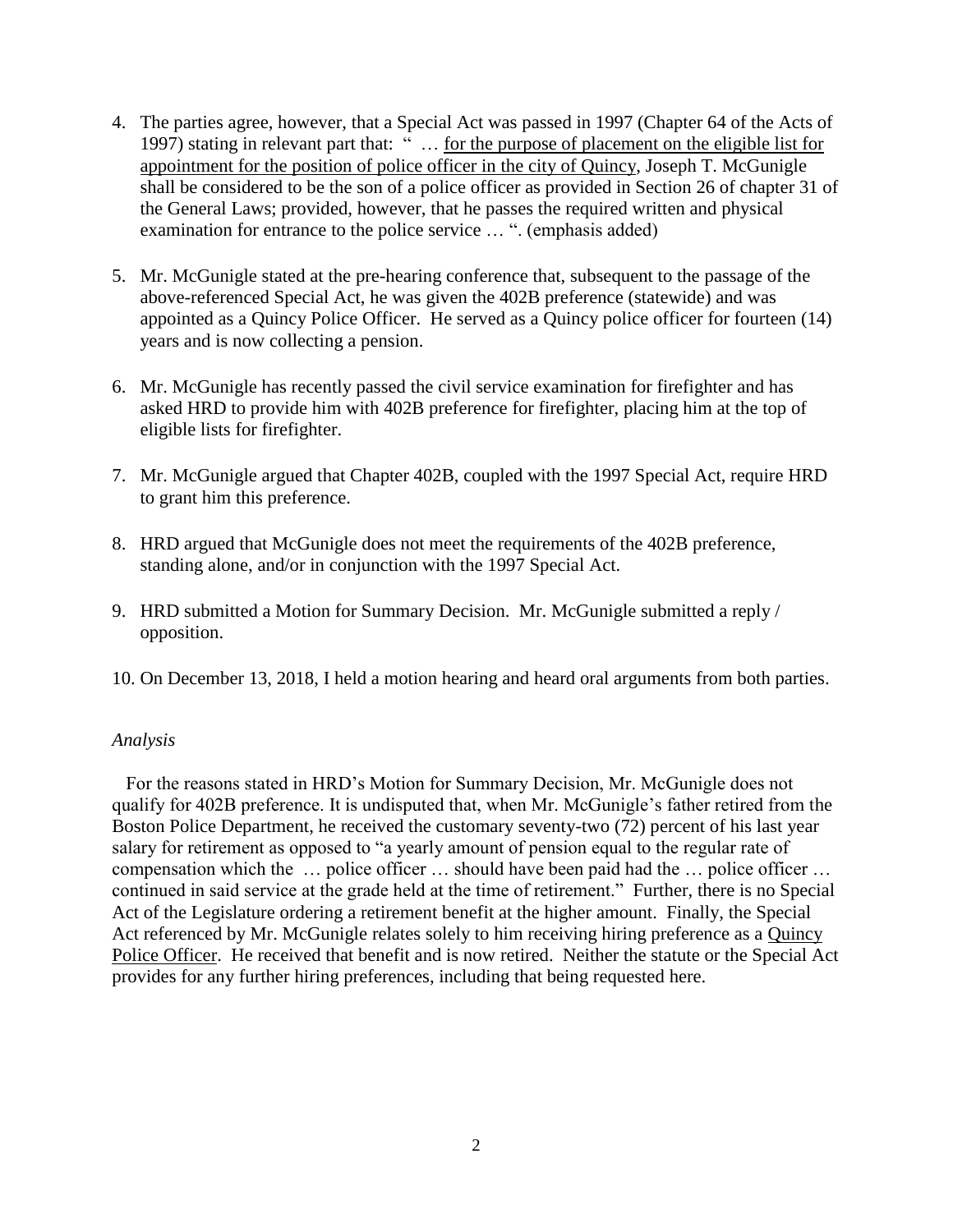4. The parties agree, however, that a Special Act was passed in 1997 (Chapter 64 of the Acts of 1997) stating in relevant part that: " … <u>for the purpose of placement on the eligible list for appointment for the position of police officer in the city of Quincy</u>, Joseph T. McGunigle shall be considered to be the son of a police officer as provided in Section 26 of chapter 31 of the General Laws; provided, however, that he passes the required written and physical examination for entrance to the police service … ". (emphasis added)

5. Mr. McGunigle stated at the pre-hearing conference that, subsequent to the passage of the above-referenced Special Act, he was given the 402B preference (statewide) and was appointed as a Quincy Police Officer. He served as a Quincy police officer for fourteen (14) years and is now collecting a pension.

6. Mr. McGunigle has recently passed the civil service examination for firefighter and has asked HRD to provide him with 402B preference for firefighter, placing him at the top of eligible lists for firefighter.

7. Mr. McGunigle argued that Chapter 402B, coupled with the 1997 Special Act, require HRD to grant him this preference.

8. HRD argued that McGunigle does not meet the requirements of the 402B preference, standing alone, and/or in conjunction with the 1997 Special Act.

9. HRD submitted a Motion for Summary Decision. Mr. McGunigle submitted a reply / opposition.

10. On December 13, 2018, I held a motion hearing and heard oral arguments from both parties.

*Analysis*

For the reasons stated in HRD's Motion for Summary Decision, Mr. McGunigle does not qualify for 402B preference. It is undisputed that, when Mr. McGunigle's father retired from the Boston Police Department, he received the customary seventy-two (72) percent of his last year salary for retirement as opposed to "a yearly amount of pension equal to the regular rate of compensation which the … police officer … should have been paid had the … police officer … continued in said service at the grade held at the time of retirement." Further, there is no Special Act of the Legislature ordering a retirement benefit at the higher amount. Finally, the Special Act referenced by Mr. McGunigle relates solely to him receiving hiring preference as a <u>Quincy Police Officer</u>. He received that benefit and is now retired. Neither the statute or the Special Act provides for any further hiring preferences, including that being requested here.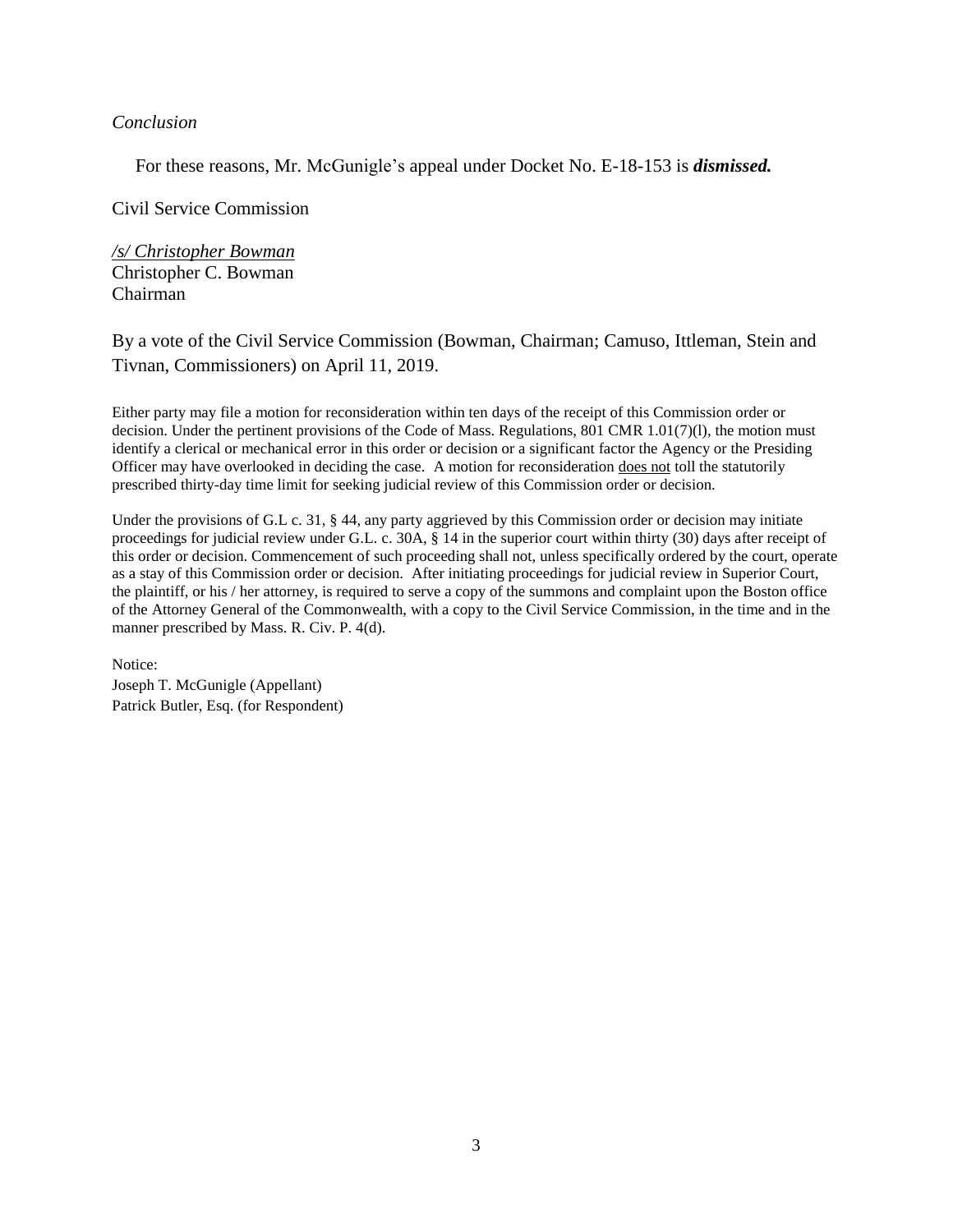*Conclusion*

For these reasons, Mr. McGunigle's appeal under Docket No. E-18-153 is ***dismissed.***

Civil Service Commission

*/s/ Christopher Bowman*
Christopher C. Bowman
Chairman

By a vote of the Civil Service Commission (Bowman, Chairman; Camuso, Ittleman, Stein and Tivnan, Commissioners) on April 11, 2019.

Either party may file a motion for reconsideration within ten days of the receipt of this Commission order or decision. Under the pertinent provisions of the Code of Mass. Regulations, 801 CMR 1.01(7)(l), the motion must identify a clerical or mechanical error in this order or decision or a significant factor the Agency or the Presiding Officer may have overlooked in deciding the case. A motion for reconsideration does not toll the statutorily prescribed thirty-day time limit for seeking judicial review of this Commission order or decision.

Under the provisions of G.L c. 31, § 44, any party aggrieved by this Commission order or decision may initiate proceedings for judicial review under G.L. c. 30A, § 14 in the superior court within thirty (30) days after receipt of this order or decision. Commencement of such proceeding shall not, unless specifically ordered by the court, operate as a stay of this Commission order or decision. After initiating proceedings for judicial review in Superior Court, the plaintiff, or his / her attorney, is required to serve a copy of the summons and complaint upon the Boston office of the Attorney General of the Commonwealth, with a copy to the Civil Service Commission, in the time and in the manner prescribed by Mass. R. Civ. P. 4(d).

Notice:
Joseph T. McGunigle (Appellant)
Patrick Butler, Esq. (for Respondent)